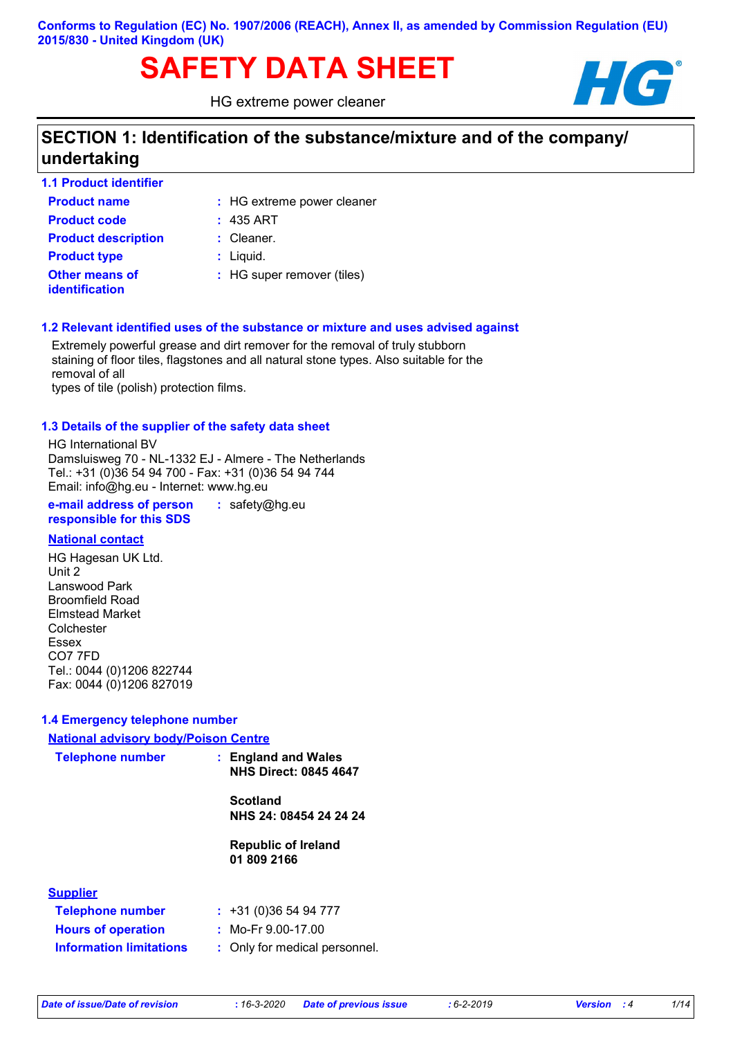Conforms to Regulation (EC) No. 1907/2006 (REACH), Annex II, as amended by Commission Regulation (EU) 2015/830 - United Kingdom (UK)

# SAFETY DATA SHEET

HG extreme power cleaner

## SECTION 1: Identification of the substance/mixture and of the company/ undertaking

### 1.1 Product identifier

| | |
|---|---|
| **Product name** | : HG extreme power cleaner |
| **Product code** | : 435 ART |
| **Product description** | : Cleaner. |
| **Product type** | : Liquid. |
| **Other means of identification** | : HG super remover (tiles) |

### 1.2 Relevant identified uses of the substance or mixture and uses advised against

Extremely powerful grease and dirt remover for the removal of truly stubborn staining of floor tiles, flagstones and all natural stone types. Also suitable for the removal of all
types of tile (polish) protection films.

### 1.3 Details of the supplier of the safety data sheet

HG International BV
Damsluisweg 70 - NL-1332 EJ - Almere - The Netherlands
Tel.: +31 (0)36 54 94 700 - Fax: +31 (0)36 54 94 744
Email: info@hg.eu - Internet: www.hg.eu

**e-mail address of person responsible for this SDS** : safety@hg.eu

**National contact**

HG Hagesan UK Ltd.
Unit 2
Lanswood Park
Broomfield Road
Elmstead Market
Colchester
Essex
CO7 7FD
Tel.: 0044 (0)1206 822744
Fax: 0044 (0)1206 827019

### 1.4 Emergency telephone number

**National advisory body/Poison Centre**

**Telephone number** :
**England and Wales**
**NHS Direct: 0845 4647**

**Scotland**
**NHS 24: 08454 24 24 24**

**Republic of Ireland**
**01 809 2166**

**Supplier**

| | |
|---|---|
| **Telephone number** | : +31 (0)36 54 94 777 |
| **Hours of operation** | : Mo-Fr 9.00-17.00 |
| **Information limitations** | : Only for medical personnel. |

| Date of issue/Date of revision | : 16-3-2020 | Date of previous issue | : 6-2-2019 | Version | : 4 |
|---|---|---|---|---|---|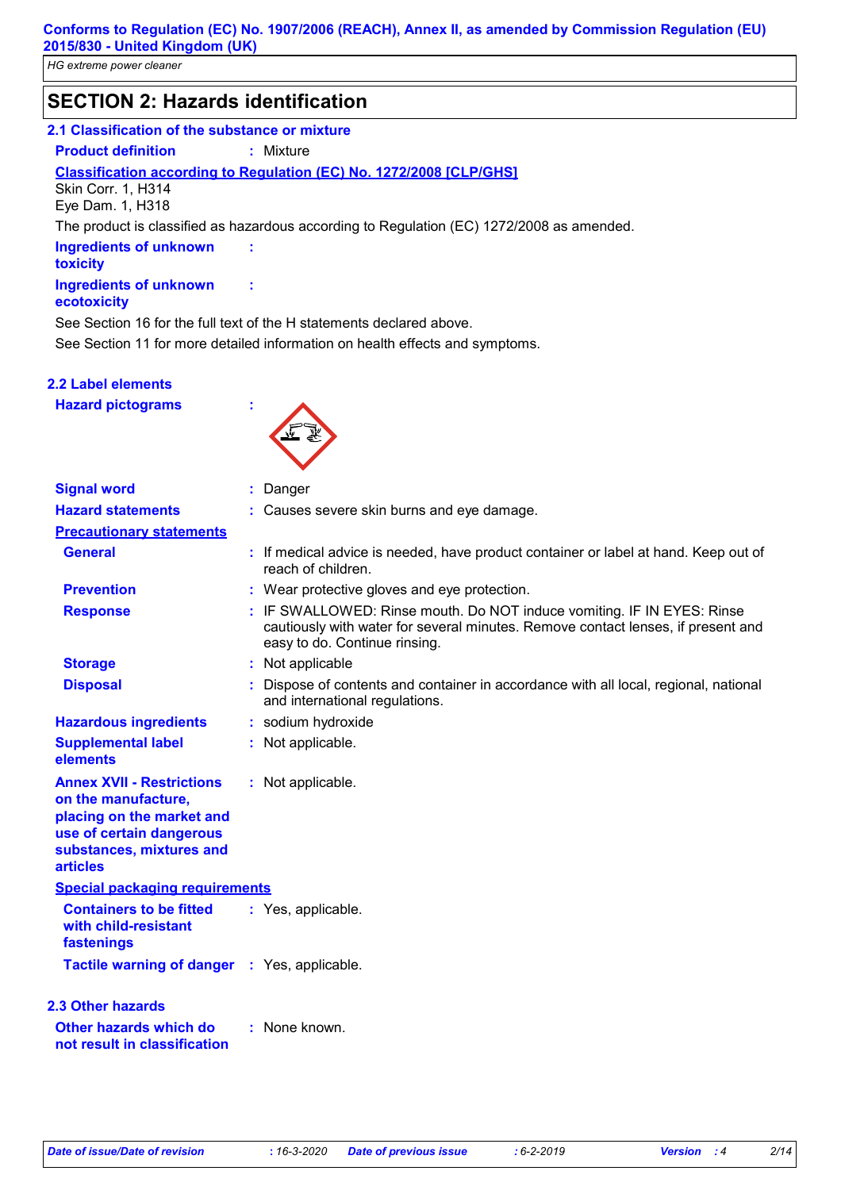## SECTION 2: Hazards identification

### 2.1 Classification of the substance or mixture

**Product definition** : Mixture

**Classification according to Regulation (EC) No. 1272/2008 [CLP/GHS]**

Skin Corr. 1, H314
Eye Dam. 1, H318

The product is classified as hazardous according to Regulation (EC) 1272/2008 as amended.

**Ingredients of unknown toxicity** :

**Ingredients of unknown ecotoxicity** :

See Section 16 for the full text of the H statements declared above.

See Section 11 for more detailed information on health effects and symptoms.

### 2.2 Label elements

**Hazard pictograms** :

**Signal word** : Danger

**Hazard statements** : Causes severe skin burns and eye damage.

**Precautionary statements**

**General** : If medical advice is needed, have product container or label at hand. Keep out of reach of children.

**Prevention** : Wear protective gloves and eye protection.

**Response** : IF SWALLOWED: Rinse mouth. Do NOT induce vomiting. IF IN EYES: Rinse cautiously with water for several minutes. Remove contact lenses, if present and easy to do. Continue rinsing.

**Storage** : Not applicable

**Disposal** : Dispose of contents and container in accordance with all local, regional, national and international regulations.

**Hazardous ingredients** : sodium hydroxide

**Supplemental label elements** : Not applicable.

**Annex XVII - Restrictions on the manufacture, placing on the market and use of certain dangerous substances, mixtures and articles** : Not applicable.

**Special packaging requirements**

**Containers to be fitted with child-resistant fastenings** : Yes, applicable.

**Tactile warning of danger** : Yes, applicable.

### 2.3 Other hazards

**Other hazards which do not result in classification** : None known.

*Date of issue/Date of revision* : 16-3-2020 *Date of previous issue* : 6-2-2019 *Version* : 4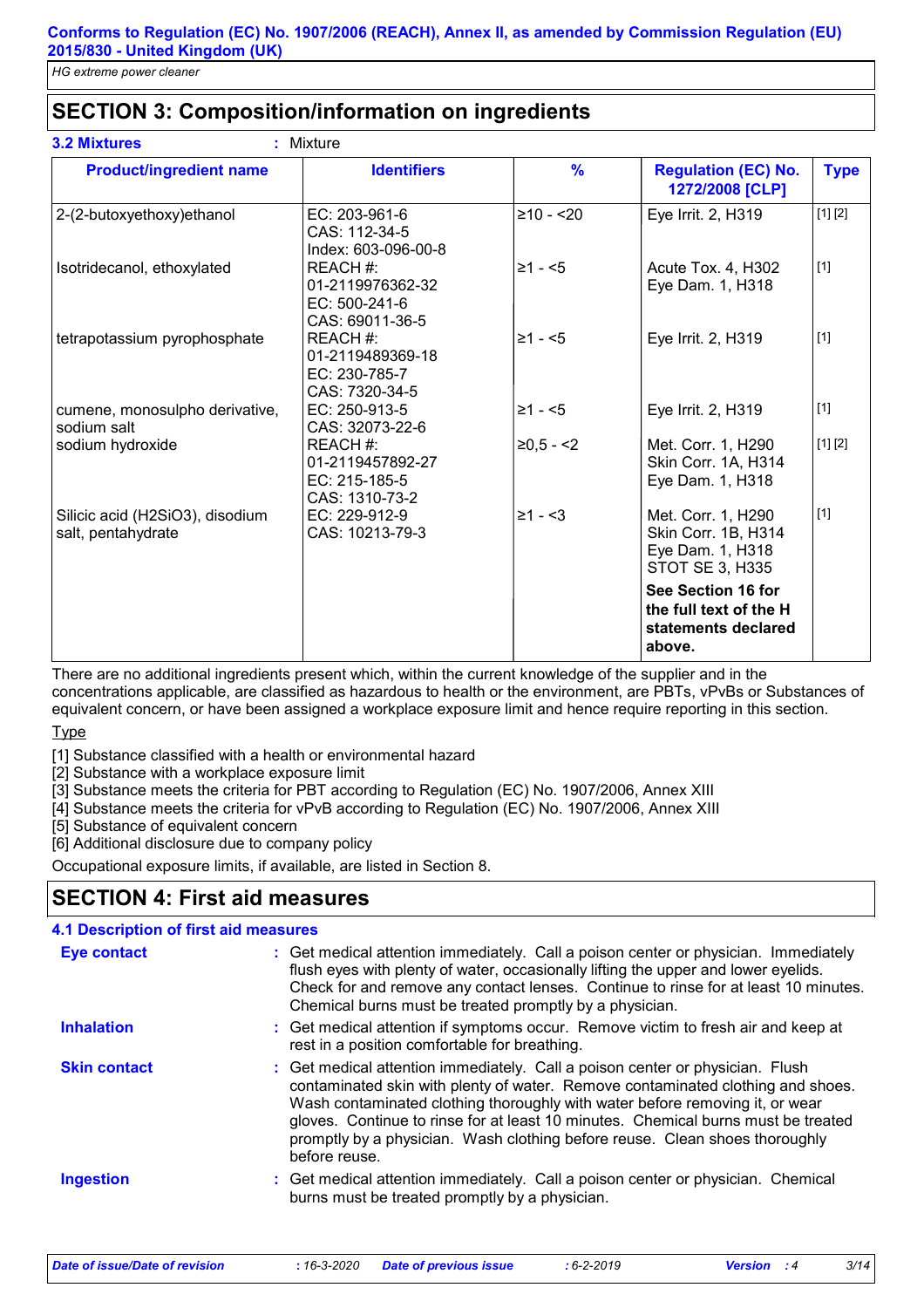## SECTION 3: Composition/information on ingredients

**3.2 Mixtures** : Mixture

| Product/ingredient name | Identifiers | % | Regulation (EC) No. 1272/2008 [CLP] | Type |
|---|---|---|---|---|
| 2-(2-butoxyethoxy)ethanol | EC: 203-961-6<br>CAS: 112-34-5<br>Index: 603-096-00-8 | ≥10 - <20 | Eye Irrit. 2, H319 | [1] [2] |
| Isotridecanol, ethoxylated | REACH #: 01-2119976362-32<br>EC: 500-241-6<br>CAS: 69011-36-5 | ≥1 - <5 | Acute Tox. 4, H302<br>Eye Dam. 1, H318 | [1] |
| tetrapotassium pyrophosphate | REACH #: 01-2119489369-18<br>EC: 230-785-7<br>CAS: 7320-34-5 | ≥1 - <5 | Eye Irrit. 2, H319 | [1] |
| cumene, monosulpho derivative, sodium salt | EC: 250-913-5<br>CAS: 32073-22-6 | ≥1 - <5 | Eye Irrit. 2, H319 | [1] |
| sodium hydroxide | REACH #: 01-2119457892-27<br>EC: 215-185-5<br>CAS: 1310-73-2 | ≥0,5 - <2 | Met. Corr. 1, H290<br>Skin Corr. 1A, H314<br>Eye Dam. 1, H318 | [1] [2] |
| Silicic acid ($H_2SiO_3$), disodium salt, pentahydrate | EC: 229-912-9<br>CAS: 10213-79-3 | ≥1 - <3 | Met. Corr. 1, H290<br>Skin Corr. 1B, H314<br>Eye Dam. 1, H318<br>STOT SE 3, H335<br>**See Section 16 for the full text of the H statements declared above.** | [1] |

There are no additional ingredients present which, within the current knowledge of the supplier and in the concentrations applicable, are classified as hazardous to health or the environment, are PBTs, vPvBs or Substances of equivalent concern, or have been assigned a workplace exposure limit and hence require reporting in this section.

Type

[1] Substance classified with a health or environmental hazard
[2] Substance with a workplace exposure limit
[3] Substance meets the criteria for PBT according to Regulation (EC) No. 1907/2006, Annex XIII
[4] Substance meets the criteria for vPvB according to Regulation (EC) No. 1907/2006, Annex XIII
[5] Substance of equivalent concern
[6] Additional disclosure due to company policy

Occupational exposure limits, if available, are listed in Section 8.

## SECTION 4: First aid measures

### 4.1 Description of first aid measures

**Eye contact** : Get medical attention immediately. Call a poison center or physician. Immediately flush eyes with plenty of water, occasionally lifting the upper and lower eyelids. Check for and remove any contact lenses. Continue to rinse for at least 10 minutes. Chemical burns must be treated promptly by a physician.

**Inhalation** : Get medical attention if symptoms occur. Remove victim to fresh air and keep at rest in a position comfortable for breathing.

**Skin contact** : Get medical attention immediately. Call a poison center or physician. Flush contaminated skin with plenty of water. Remove contaminated clothing and shoes. Wash contaminated clothing thoroughly with water before removing it, or wear gloves. Continue to rinse for at least 10 minutes. Chemical burns must be treated promptly by a physician. Wash clothing before reuse. Clean shoes thoroughly before reuse.

**Ingestion** : Get medical attention immediately. Call a poison center or physician. Chemical burns must be treated promptly by a physician.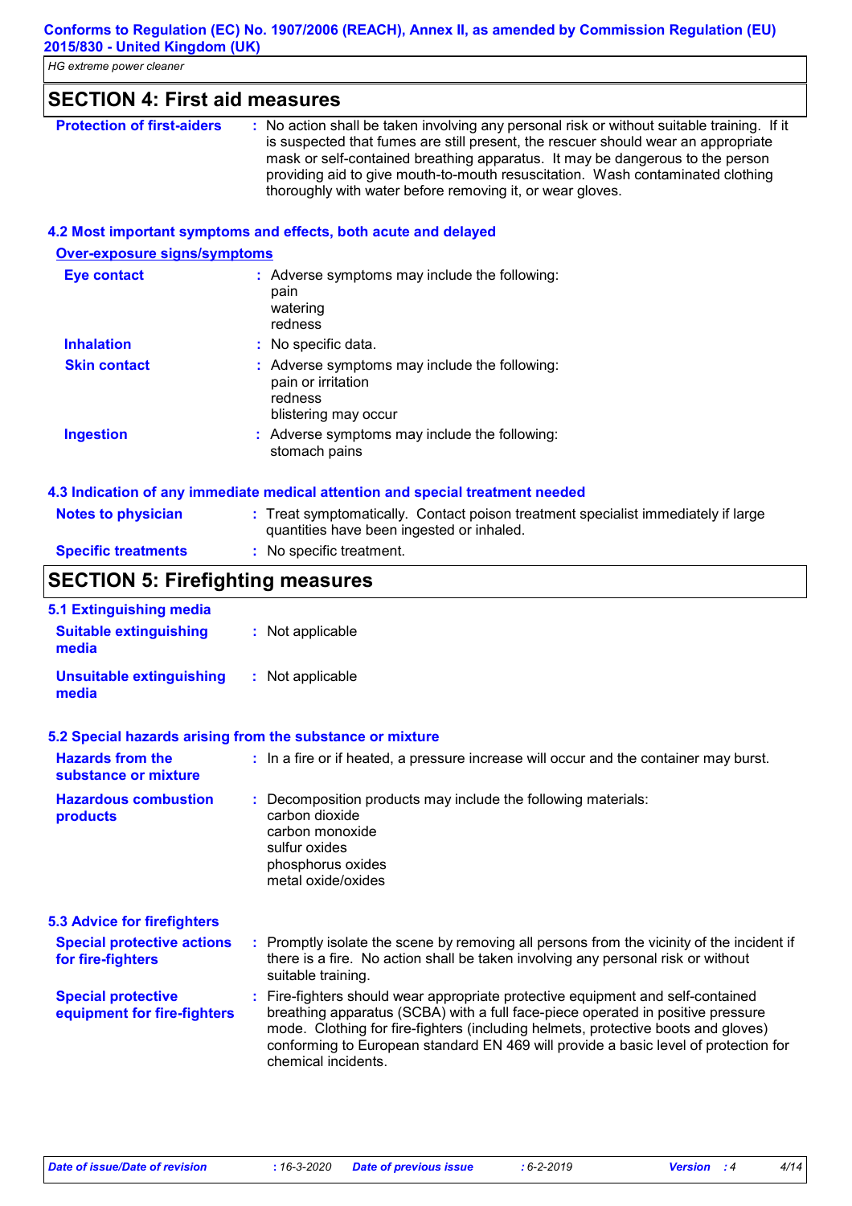## SECTION 4: First aid measures

**Protection of first-aiders** : No action shall be taken involving any personal risk or without suitable training. If it is suspected that fumes are still present, the rescuer should wear an appropriate mask or self-contained breathing apparatus. It may be dangerous to the person providing aid to give mouth-to-mouth resuscitation. Wash contaminated clothing thoroughly with water before removing it, or wear gloves.

### 4.2 Most important symptoms and effects, both acute and delayed

**Over-exposure signs/symptoms**

**Eye contact** : Adverse symptoms may include the following:
pain
watering
redness

**Inhalation** : No specific data.

**Skin contact** : Adverse symptoms may include the following:
pain or irritation
redness
blistering may occur

**Ingestion** : Adverse symptoms may include the following:
stomach pains

### 4.3 Indication of any immediate medical attention and special treatment needed

**Notes to physician** : Treat symptomatically. Contact poison treatment specialist immediately if large quantities have been ingested or inhaled.

**Specific treatments** : No specific treatment.

## SECTION 5: Firefighting measures

### 5.1 Extinguishing media

**Suitable extinguishing media** : Not applicable

**Unsuitable extinguishing media** : Not applicable

### 5.2 Special hazards arising from the substance or mixture

**Hazards from the substance or mixture** : In a fire or if heated, a pressure increase will occur and the container may burst.

**Hazardous combustion products** : Decomposition products may include the following materials:
carbon dioxide
carbon monoxide
sulfur oxides
phosphorus oxides
metal oxide/oxides

### 5.3 Advice for firefighters

**Special protective actions for fire-fighters** : Promptly isolate the scene by removing all persons from the vicinity of the incident if there is a fire. No action shall be taken involving any personal risk or without suitable training.

**Special protective equipment for fire-fighters** : Fire-fighters should wear appropriate protective equipment and self-contained breathing apparatus (SCBA) with a full face-piece operated in positive pressure mode. Clothing for fire-fighters (including helmets, protective boots and gloves) conforming to European standard EN 469 will provide a basic level of protection for chemical incidents.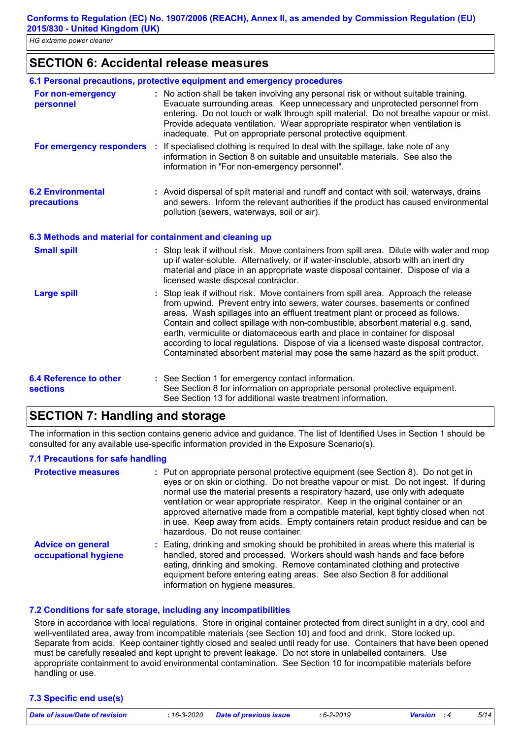## SECTION 6: Accidental release measures

### 6.1 Personal precautions, protective equipment and emergency procedures

**For non-emergency personnel** : No action shall be taken involving any personal risk or without suitable training. Evacuate surrounding areas. Keep unnecessary and unprotected personnel from entering. Do not touch or walk through spilt material. Do not breathe vapour or mist. Provide adequate ventilation. Wear appropriate respirator when ventilation is inadequate. Put on appropriate personal protective equipment.

**For emergency responders** : If specialised clothing is required to deal with the spillage, take note of any information in Section 8 on suitable and unsuitable materials. See also the information in "For non-emergency personnel".

**6.2 Environmental precautions** : Avoid dispersal of spilt material and runoff and contact with soil, waterways, drains and sewers. Inform the relevant authorities if the product has caused environmental pollution (sewers, waterways, soil or air).

### 6.3 Methods and material for containment and cleaning up

**Small spill** : Stop leak if without risk. Move containers from spill area. Dilute with water and mop up if water-soluble. Alternatively, or if water-insoluble, absorb with an inert dry material and place in an appropriate waste disposal container. Dispose of via a licensed waste disposal contractor.

**Large spill** : Stop leak if without risk. Move containers from spill area. Approach the release from upwind. Prevent entry into sewers, water courses, basements or confined areas. Wash spillages into an effluent treatment plant or proceed as follows. Contain and collect spillage with non-combustible, absorbent material e.g. sand, earth, vermiculite or diatomaceous earth and place in container for disposal according to local regulations. Dispose of via a licensed waste disposal contractor. Contaminated absorbent material may pose the same hazard as the spilt product.

**6.4 Reference to other sections** : See Section 1 for emergency contact information.
See Section 8 for information on appropriate personal protective equipment.
See Section 13 for additional waste treatment information.

## SECTION 7: Handling and storage

The information in this section contains generic advice and guidance. The list of Identified Uses in Section 1 should be consulted for any available use-specific information provided in the Exposure Scenario(s).

### 7.1 Precautions for safe handling

**Protective measures** : Put on appropriate personal protective equipment (see Section 8). Do not get in eyes or on skin or clothing. Do not breathe vapour or mist. Do not ingest. If during normal use the material presents a respiratory hazard, use only with adequate ventilation or wear appropriate respirator. Keep in the original container or an approved alternative made from a compatible material, kept tightly closed when not in use. Keep away from acids. Empty containers retain product residue and can be hazardous. Do not reuse container.

**Advice on general occupational hygiene** : Eating, drinking and smoking should be prohibited in areas where this material is handled, stored and processed. Workers should wash hands and face before eating, drinking and smoking. Remove contaminated clothing and protective equipment before entering eating areas. See also Section 8 for additional information on hygiene measures.

### 7.2 Conditions for safe storage, including any incompatibilities

Store in accordance with local regulations. Store in original container protected from direct sunlight in a dry, cool and well-ventilated area, away from incompatible materials (see Section 10) and food and drink. Store locked up. Separate from acids. Keep container tightly closed and sealed until ready for use. Containers that have been opened must be carefully resealed and kept upright to prevent leakage. Do not store in unlabelled containers. Use appropriate containment to avoid environmental contamination. See Section 10 for incompatible materials before handling or use.

### 7.3 Specific end use(s)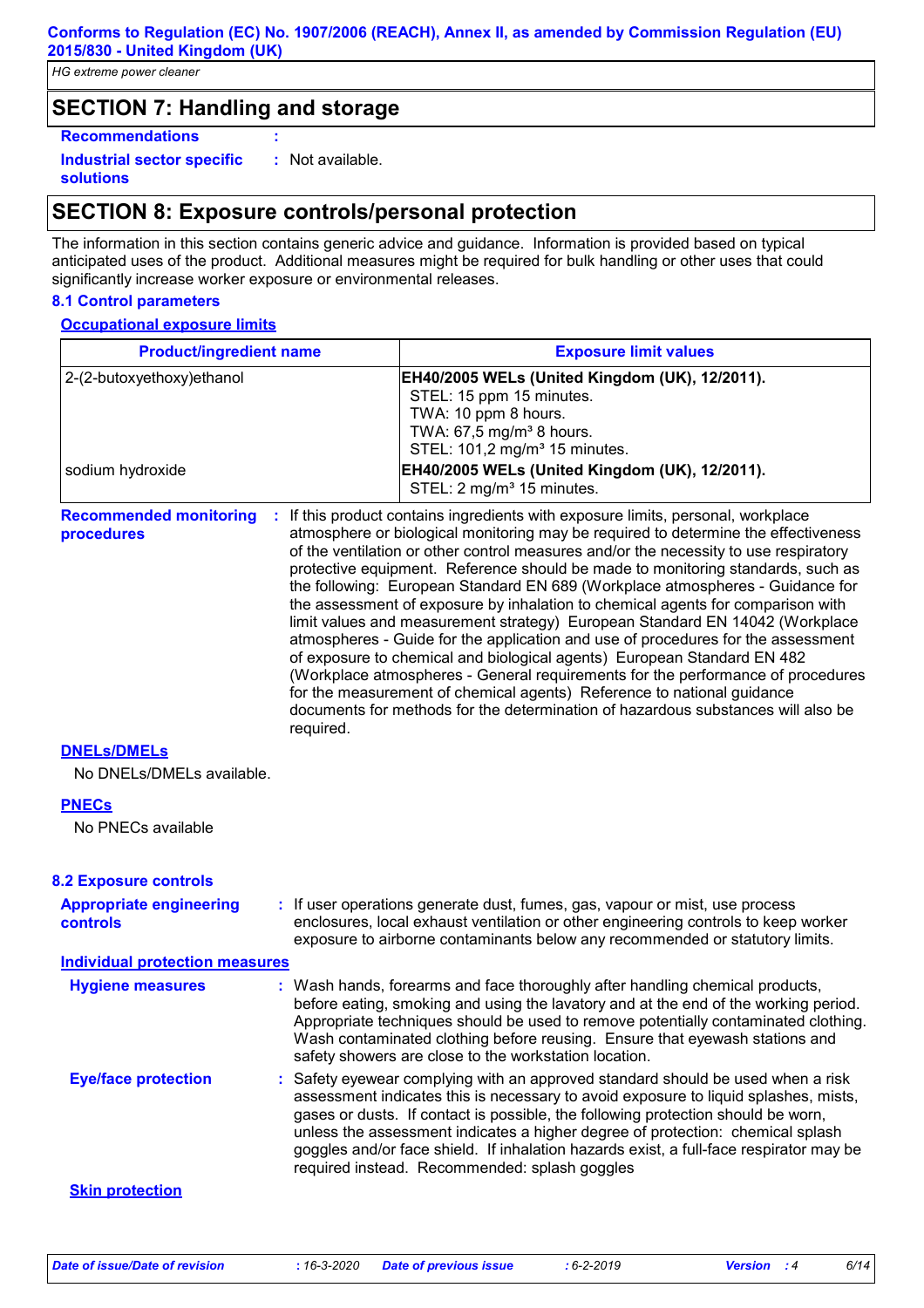## SECTION 7: Handling and storage

**Recommendations** :

**Industrial sector specific solutions** : Not available.

## SECTION 8: Exposure controls/personal protection

The information in this section contains generic advice and guidance. Information is provided based on typical anticipated uses of the product. Additional measures might be required for bulk handling or other uses that could significantly increase worker exposure or environmental releases.

### 8.1 Control parameters

**Occupational exposure limits**

| Product/ingredient name | Exposure limit values |
| --- | --- |
| 2-(2-butoxyethoxy)ethanol | **EH40/2005 WELs (United Kingdom (UK), 12/2011).**<br>STEL: 15 ppm 15 minutes.<br>TWA: 10 ppm 8 hours.<br>TWA: 67,5 mg/m³ 8 hours.<br>STEL: 101,2 mg/m³ 15 minutes. |
| sodium hydroxide | **EH40/2005 WELs (United Kingdom (UK), 12/2011).**<br>STEL: 2 mg/m³ 15 minutes. |

**Recommended monitoring procedures** : If this product contains ingredients with exposure limits, personal, workplace atmosphere or biological monitoring may be required to determine the effectiveness of the ventilation or other control measures and/or the necessity to use respiratory protective equipment. Reference should be made to monitoring standards, such as the following: European Standard EN 689 (Workplace atmospheres - Guidance for the assessment of exposure by inhalation to chemical agents for comparison with limit values and measurement strategy) European Standard EN 14042 (Workplace atmospheres - Guide for the application and use of procedures for the assessment of exposure to chemical and biological agents) European Standard EN 482 (Workplace atmospheres - General requirements for the performance of procedures for the measurement of chemical agents) Reference to national guidance documents for methods for the determination of hazardous substances will also be required.

**DNELs/DMELs**

No DNELs/DMELs available.

**PNECs**

No PNECs available

### 8.2 Exposure controls

**Appropriate engineering controls** : If user operations generate dust, fumes, gas, vapour or mist, use process enclosures, local exhaust ventilation or other engineering controls to keep worker exposure to airborne contaminants below any recommended or statutory limits.

**Individual protection measures**

**Hygiene measures** : Wash hands, forearms and face thoroughly after handling chemical products, before eating, smoking and using the lavatory and at the end of the working period. Appropriate techniques should be used to remove potentially contaminated clothing. Wash contaminated clothing before reusing. Ensure that eyewash stations and safety showers are close to the workstation location.

**Eye/face protection** : Safety eyewear complying with an approved standard should be used when a risk assessment indicates this is necessary to avoid exposure to liquid splashes, mists, gases or dusts. If contact is possible, the following protection should be worn, unless the assessment indicates a higher degree of protection: chemical splash goggles and/or face shield. If inhalation hazards exist, a full-face respirator may be required instead. Recommended: splash goggles

**Skin protection**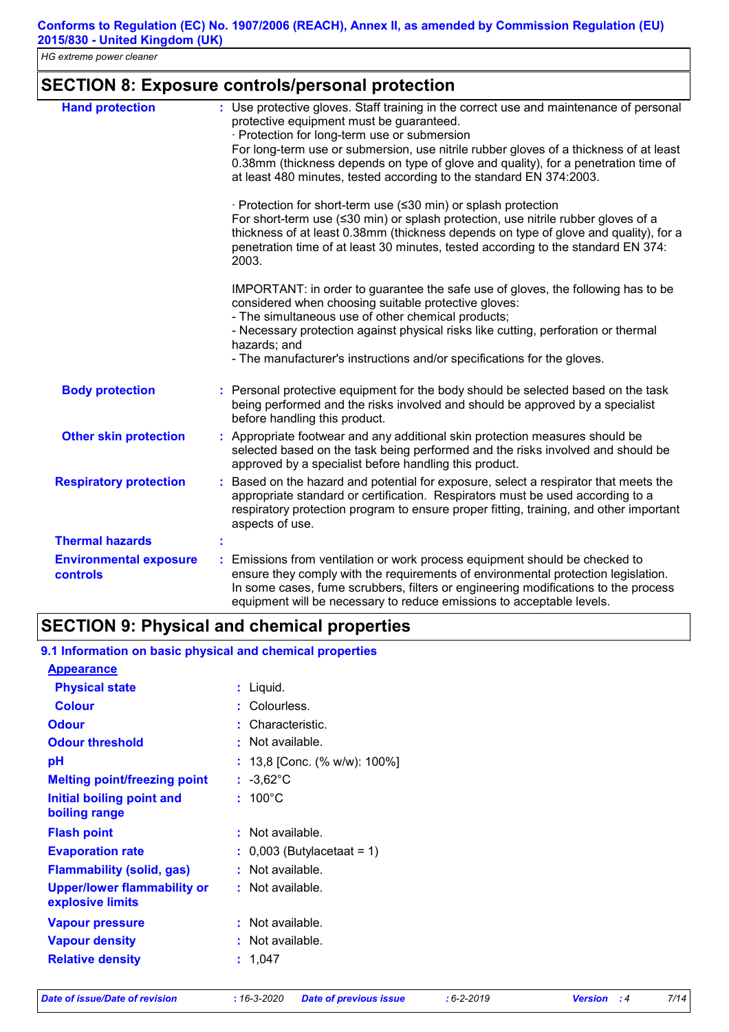## SECTION 8: Exposure controls/personal protection

**Hand protection** : Use protective gloves. Staff training in the correct use and maintenance of personal protective equipment must be guaranteed.
· Protection for long-term use or submersion
For long-term use or submersion, use nitrile rubber gloves of a thickness of at least 0.38mm (thickness depends on type of glove and quality), for a penetration time of at least 480 minutes, tested according to the standard EN 374:2003.

· Protection for short-term use (≤30 min) or splash protection
For short-term use (≤30 min) or splash protection, use nitrile rubber gloves of a thickness of at least 0.38mm (thickness depends on type of glove and quality), for a penetration time of at least 30 minutes, tested according to the standard EN 374: 2003.

IMPORTANT: in order to guarantee the safe use of gloves, the following has to be considered when choosing suitable protective gloves:
- The simultaneous use of other chemical products;
- Necessary protection against physical risks like cutting, perforation or thermal hazards; and
- The manufacturer's instructions and/or specifications for the gloves.

**Body protection** : Personal protective equipment for the body should be selected based on the task being performed and the risks involved and should be approved by a specialist before handling this product.

**Other skin protection** : Appropriate footwear and any additional skin protection measures should be selected based on the task being performed and the risks involved and should be approved by a specialist before handling this product.

**Respiratory protection** : Based on the hazard and potential for exposure, select a respirator that meets the appropriate standard or certification. Respirators must be used according to a respiratory protection program to ensure proper fitting, training, and other important aspects of use.

**Thermal hazards** :

**Environmental exposure controls** : Emissions from ventilation or work process equipment should be checked to ensure they comply with the requirements of environmental protection legislation. In some cases, fume scrubbers, filters or engineering modifications to the process equipment will be necessary to reduce emissions to acceptable levels.

## SECTION 9: Physical and chemical properties

### 9.1 Information on basic physical and chemical properties

**Appearance**

**Physical state** : Liquid.

**Colour** : Colourless.

**Odour** : Characteristic.

**Odour threshold** : Not available.

**pH** : 13,8 [Conc. (% w/w): 100%]

**Melting point/freezing point** : -3,62°C

**Initial boiling point and boiling range** : 100°C

**Flash point** : Not available.

**Evaporation rate** : 0,003 (Butylacetaat = 1)

**Flammability (solid, gas)** : Not available.

**Upper/lower flammability or explosive limits** : Not available.

**Vapour pressure** : Not available.

**Vapour density** : Not available.

**Relative density** : 1,047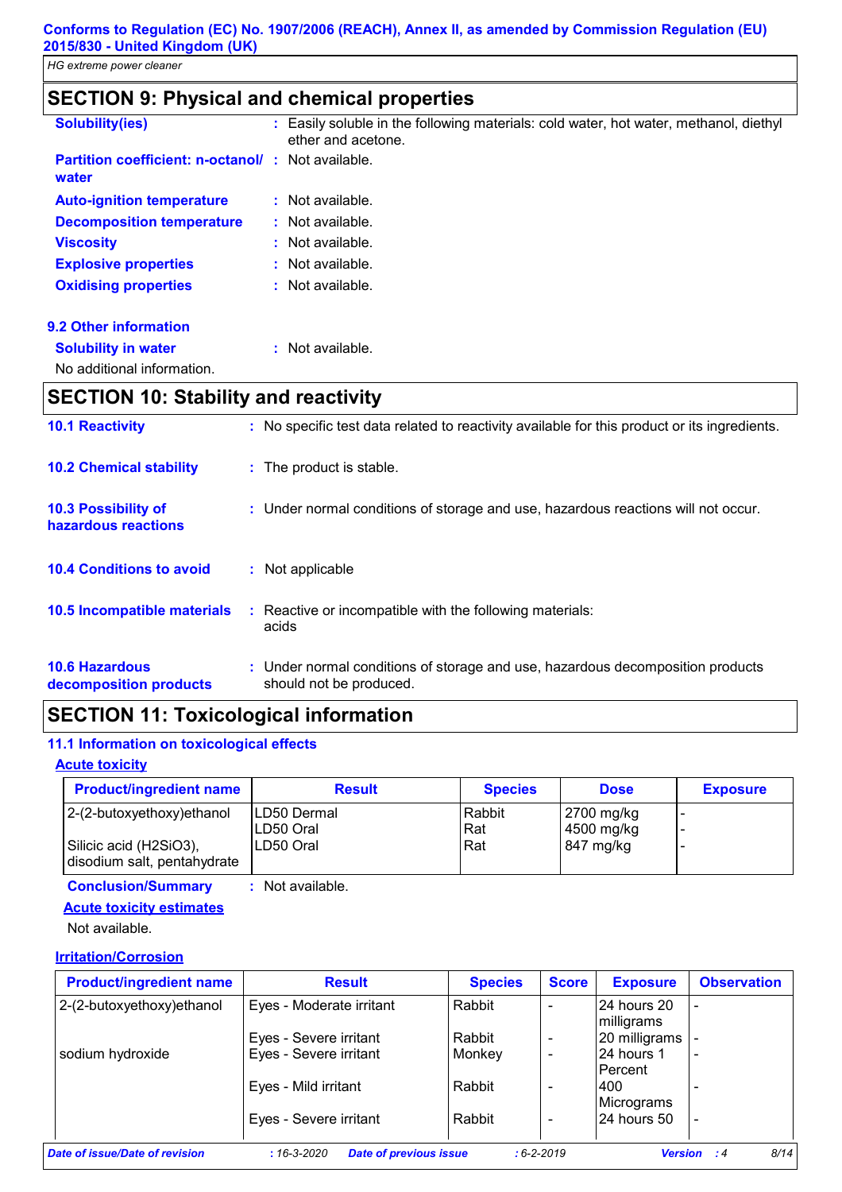## SECTION 9: Physical and chemical properties

**Solubility(ies)** : Easily soluble in the following materials: cold water, hot water, methanol, diethyl ether and acetone.

**Partition coefficient: n-octanol/ water** : Not available.

**Auto-ignition temperature** : Not available.

**Decomposition temperature** : Not available.

**Viscosity** : Not available.

**Explosive properties** : Not available.

**Oxidising properties** : Not available.

### 9.2 Other information

**Solubility in water** : Not available.

No additional information.

## SECTION 10: Stability and reactivity

**10.1 Reactivity** : No specific test data related to reactivity available for this product or its ingredients.

**10.2 Chemical stability** : The product is stable.

**10.3 Possibility of hazardous reactions** : Under normal conditions of storage and use, hazardous reactions will not occur.

**10.4 Conditions to avoid** : Not applicable

**10.5 Incompatible materials** : Reactive or incompatible with the following materials: acids

**10.6 Hazardous decomposition products** : Under normal conditions of storage and use, hazardous decomposition products should not be produced.

## SECTION 11: Toxicological information

### 11.1 Information on toxicological effects

**Acute toxicity**

| Product/ingredient name | Result | Species | Dose | Exposure |
|---|---|---|---|---|
| 2-(2-butoxyethoxy)ethanol | LD50 Dermal | Rabbit | 2700 mg/kg | - |
| | LD50 Oral | Rat | 4500 mg/kg | - |
| Silicic acid (H2SiO3), disodium salt, pentahydrate | LD50 Oral | Rat | 847 mg/kg | - |

**Conclusion/Summary** : Not available.

**Acute toxicity estimates**

Not available.

**Irritation/Corrosion**

| Product/ingredient name | Result | Species | Score | Exposure | Observation |
|---|---|---|---|---|---|
| 2-(2-butoxyethoxy)ethanol | Eyes - Moderate irritant | Rabbit | - | 24 hours 20 milligrams | - |
| | Eyes - Severe irritant | Rabbit | - | 20 milligrams | - |
| sodium hydroxide | Eyes - Severe irritant | Monkey | - | 24 hours 1 Percent | - |
| | Eyes - Mild irritant | Rabbit | - | 400 Micrograms | - |
| | Eyes - Severe irritant | Rabbit | - | 24 hours 50 | - |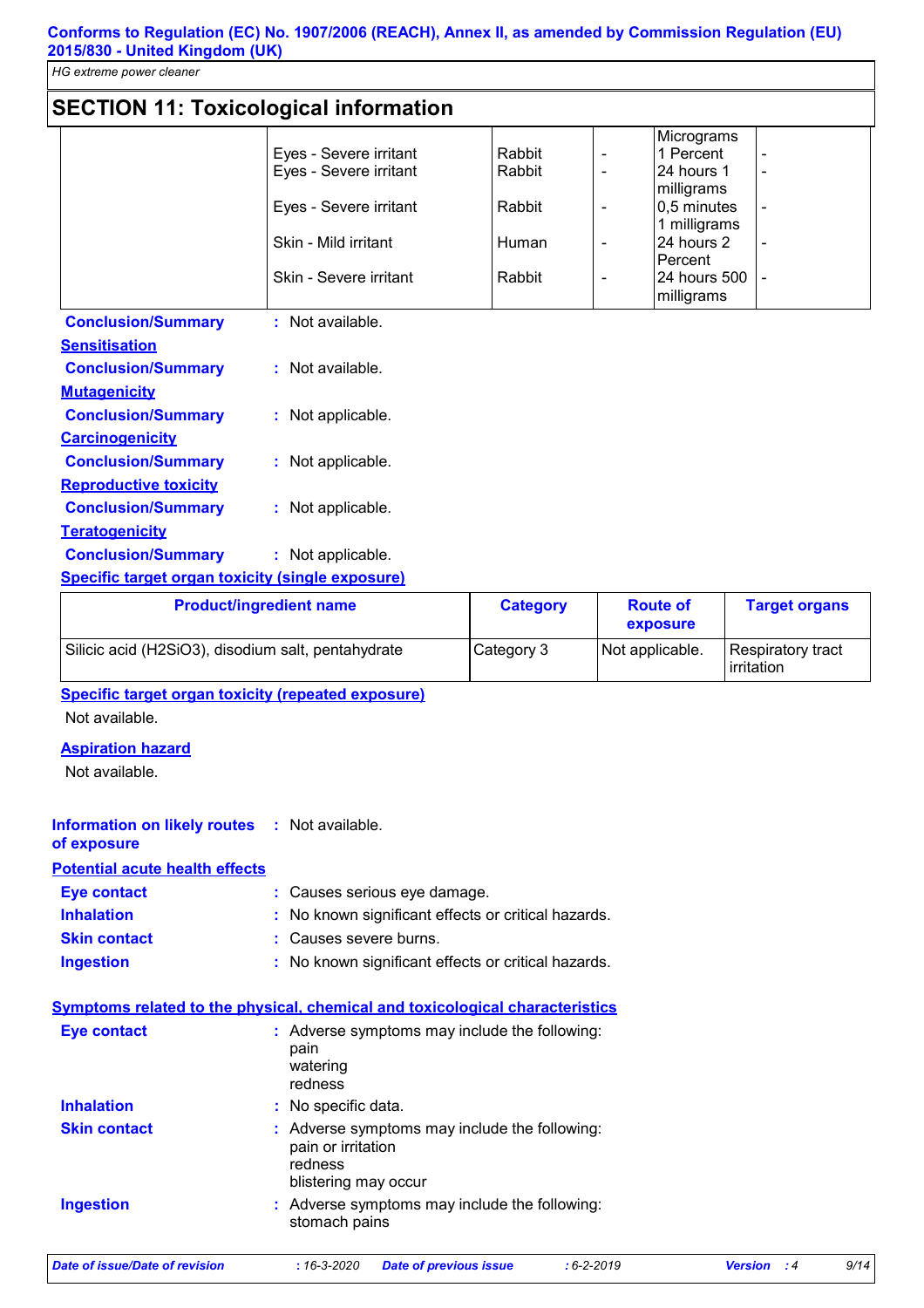## SECTION 11: Toxicological information

| | Result | Species | Score | Exposure | Observation |
|---|---|---|---|---|---|
| | Eyes - Severe irritant | Rabbit | - | Micrograms | - |
| | Eyes - Severe irritant | Rabbit | - | 1 Percent | - |
| | Eyes - Severe irritant | Rabbit | - | 24 hours 1 milligrams | - |
| | Skin - Mild irritant | Human | - | 0,5 minutes 1 milligrams | - |
| | Skin - Severe irritant | Rabbit | - | 24 hours 2 Percent 24 hours 500 milligrams | - |

**Conclusion/Summary** : Not available.

**Sensitisation**

**Conclusion/Summary** : Not available.

**Mutagenicity**

**Conclusion/Summary** : Not applicable.

**Carcinogenicity**

**Conclusion/Summary** : Not applicable.

**Reproductive toxicity**

**Conclusion/Summary** : Not applicable.

**Teratogenicity**

**Conclusion/Summary** : Not applicable.

**Specific target organ toxicity (single exposure)**

| Product/ingredient name | Category | Route of exposure | Target organs |
|---|---|---|---|
| Silicic acid ($H_2SiO_3$), disodium salt, pentahydrate | Category 3 | Not applicable. | Respiratory tract irritation |

**Specific target organ toxicity (repeated exposure)**

Not available.

**Aspiration hazard**

Not available.

**Information on likely routes of exposure** : Not available.

**Potential acute health effects**

**Eye contact** : Causes serious eye damage.

**Inhalation** : No known significant effects or critical hazards.

**Skin contact** : Causes severe burns.

**Ingestion** : No known significant effects or critical hazards.

**Symptoms related to the physical, chemical and toxicological characteristics**

**Eye contact** : Adverse symptoms may include the following:
pain
watering
redness

**Inhalation** : No specific data.

**Skin contact** : Adverse symptoms may include the following:
pain or irritation
redness
blistering may occur

**Ingestion** : Adverse symptoms may include the following:
stomach pains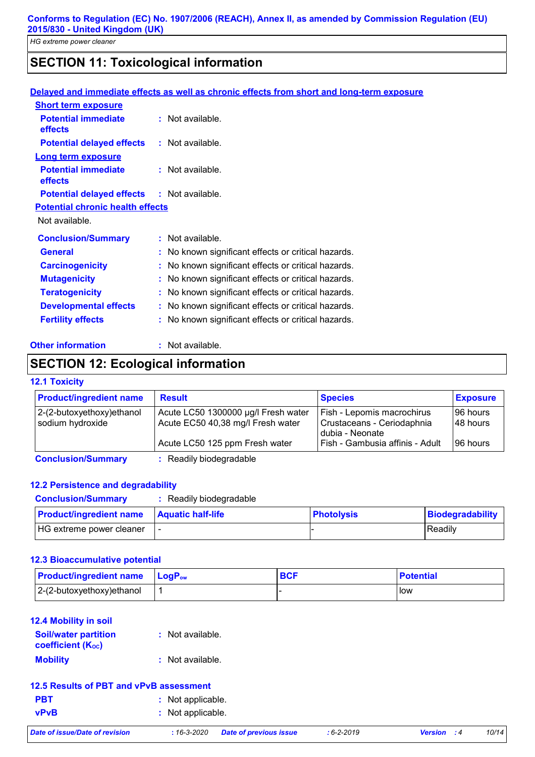## SECTION 11: Toxicological information

**Delayed and immediate effects as well as chronic effects from short and long-term exposure**

**Short term exposure**

**Potential immediate effects** : Not available.

**Potential delayed effects** : Not available.

**Long term exposure**

**Potential immediate effects** : Not available.

**Potential delayed effects** : Not available.

**Potential chronic health effects**

Not available.

**Conclusion/Summary** : Not available.

**General** : No known significant effects or critical hazards.

**Carcinogenicity** : No known significant effects or critical hazards.

**Mutagenicity** : No known significant effects or critical hazards.

**Teratogenicity** : No known significant effects or critical hazards.

**Developmental effects** : No known significant effects or critical hazards.

**Fertility effects** : No known significant effects or critical hazards.

**Other information** : Not available.

## SECTION 12: Ecological information

### 12.1 Toxicity

| Product/ingredient name | Result | Species | Exposure |
|---|---|---|---|
| 2-(2-butoxyethoxy)ethanol | Acute LC50 1300000 µg/l Fresh water | Fish - Lepomis macrochirus | 96 hours |
| sodium hydroxide | Acute EC50 40,38 mg/l Fresh water | Crustaceans - Ceriodaphnia dubia - Neonate | 48 hours |
| | Acute LC50 125 ppm Fresh water | Fish - Gambusia affinis - Adult | 96 hours |

**Conclusion/Summary** : Readily biodegradable

### 12.2 Persistence and degradability

**Conclusion/Summary** : Readily biodegradable

| Product/ingredient name | Aquatic half-life | Photolysis | Biodegradability |
|---|---|---|---|
| HG extreme power cleaner | - | - | Readily |

### 12.3 Bioaccumulative potential

| Product/ingredient name | $LogP_{ow}$ | BCF | Potential |
|---|---|---|---|
| 2-(2-butoxyethoxy)ethanol | 1 | - | low |

### 12.4 Mobility in soil

**Soil/water partition coefficient ($K_{OC}$)** : Not available.

**Mobility** : Not available.

### 12.5 Results of PBT and vPvB assessment

**PBT** : Not applicable.

**vPvB** : Not applicable.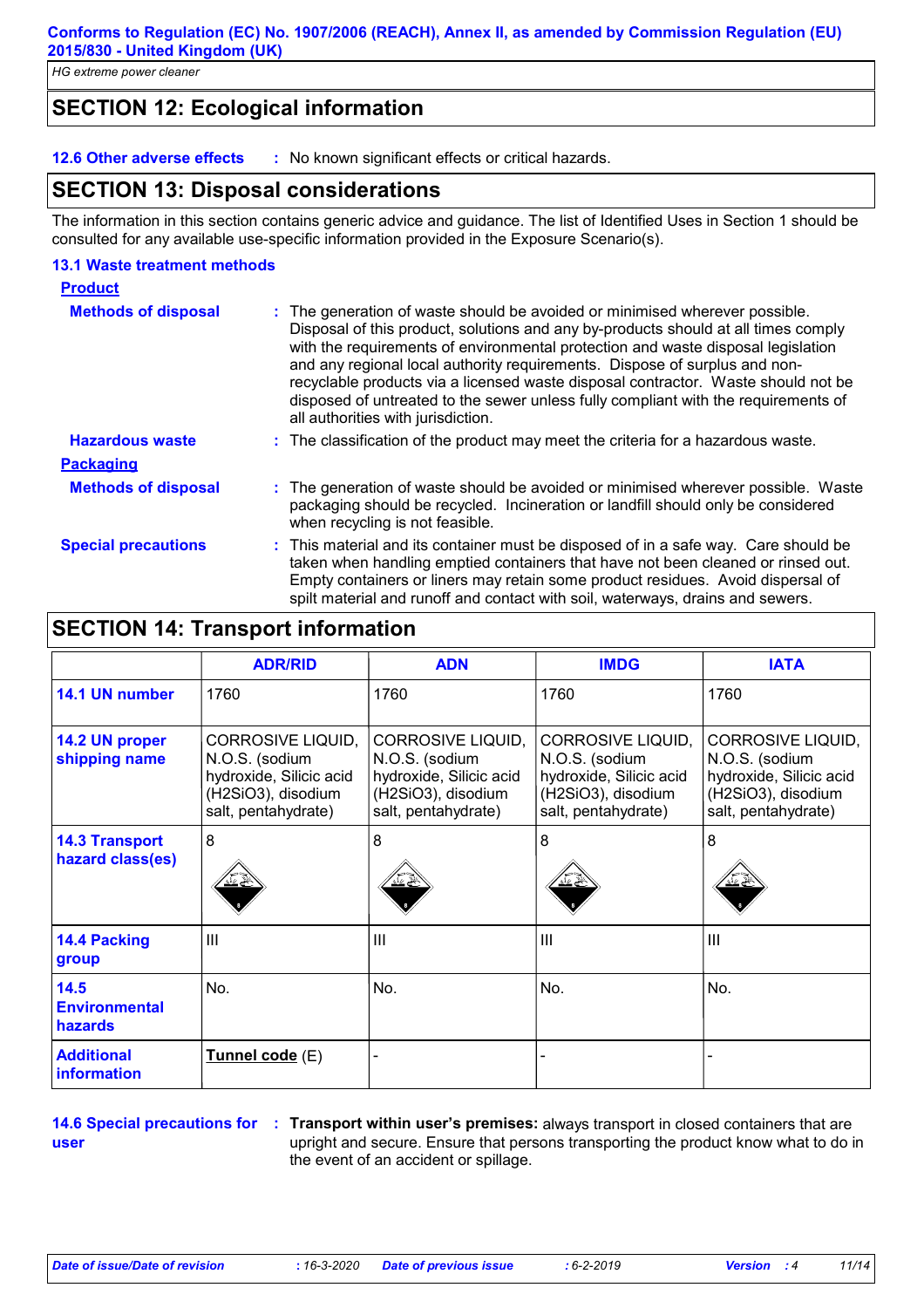## SECTION 12: Ecological information

**12.6 Other adverse effects** : No known significant effects or critical hazards.

## SECTION 13: Disposal considerations

The information in this section contains generic advice and guidance. The list of Identified Uses in Section 1 should be consulted for any available use-specific information provided in the Exposure Scenario(s).

### 13.1 Waste treatment methods

**Product**

**Methods of disposal** : The generation of waste should be avoided or minimised wherever possible. Disposal of this product, solutions and any by-products should at all times comply with the requirements of environmental protection and waste disposal legislation and any regional local authority requirements. Dispose of surplus and non-recyclable products via a licensed waste disposal contractor. Waste should not be disposed of untreated to the sewer unless fully compliant with the requirements of all authorities with jurisdiction.

**Hazardous waste** : The classification of the product may meet the criteria for a hazardous waste.

**Packaging**

**Methods of disposal** : The generation of waste should be avoided or minimised wherever possible. Waste packaging should be recycled. Incineration or landfill should only be considered when recycling is not feasible.

**Special precautions** : This material and its container must be disposed of in a safe way. Care should be taken when handling emptied containers that have not been cleaned or rinsed out. Empty containers or liners may retain some product residues. Avoid dispersal of spilt material and runoff and contact with soil, waterways, drains and sewers.

## SECTION 14: Transport information

| | ADR/RID | ADN | IMDG | IATA |
|---|---|---|---|---|
| **14.1 UN number** | 1760 | 1760 | 1760 | 1760 |
| **14.2 UN proper shipping name** | CORROSIVE LIQUID, N.O.S. (sodium hydroxide, Silicic acid (H2SiO3), disodium salt, pentahydrate) | CORROSIVE LIQUID, N.O.S. (sodium hydroxide, Silicic acid (H2SiO3), disodium salt, pentahydrate) | CORROSIVE LIQUID, N.O.S. (sodium hydroxide, Silicic acid (H2SiO3), disodium salt, pentahydrate) | CORROSIVE LIQUID, N.O.S. (sodium hydroxide, Silicic acid (H2SiO3), disodium salt, pentahydrate) |
| **14.3 Transport hazard class(es)** | 8 | 8 | 8 | 8 |
| **14.4 Packing group** | III | III | III | III |
| **14.5 Environmental hazards** | No. | No. | No. | No. |
| **Additional information** | **Tunnel code** (E) | - | - | - |

**14.6 Special precautions for user** : **Transport within user's premises:** always transport in closed containers that are upright and secure. Ensure that persons transporting the product know what to do in the event of an accident or spillage.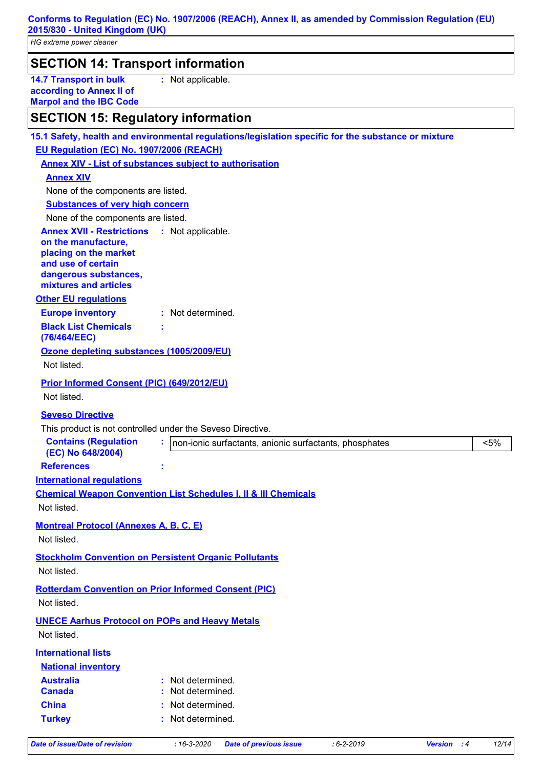## SECTION 14: Transport information

**14.7 Transport in bulk according to Annex II of Marpol and the IBC Code** : Not applicable.

## SECTION 15: Regulatory information

### 15.1 Safety, health and environmental regulations/legislation specific for the substance or mixture

**EU Regulation (EC) No. 1907/2006 (REACH)**

**Annex XIV - List of substances subject to authorisation**

**Annex XIV**

None of the components are listed.

**Substances of very high concern**

None of the components are listed.

**Annex XVII - Restrictions on the manufacture, placing on the market and use of certain dangerous substances, mixtures and articles** : Not applicable.

**Other EU regulations**

**Europe inventory** : Not determined.

**Black List Chemicals (76/464/EEC)** :

**Ozone depleting substances (1005/2009/EU)**

Not listed.

**Prior Informed Consent (PIC) (649/2012/EU)**

Not listed.

**Seveso Directive**

This product is not controlled under the Seveso Directive.

**Contains (Regulation (EC) No 648/2004)** :

| | |
|---|---|
| non-ionic surfactants, anionic surfactants, phosphates | <5% |

**References** :

**International regulations**

**Chemical Weapon Convention List Schedules I, II & III Chemicals**

Not listed.

**Montreal Protocol (Annexes A, B, C, E)**

Not listed.

**Stockholm Convention on Persistent Organic Pollutants**

Not listed.

**Rotterdam Convention on Prior Informed Consent (PIC)**

Not listed.

**UNECE Aarhus Protocol on POPs and Heavy Metals**

Not listed.

**International lists**

**National inventory**

**Australia** : Not determined.
**Canada** : Not determined.
**China** : Not determined.
**Turkey** : Not determined.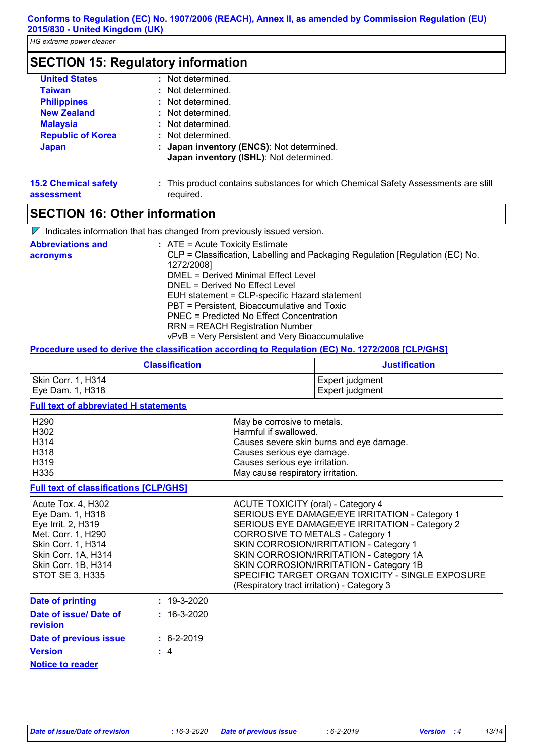## SECTION 15: Regulatory information

| | |
|---|---|
| **United States** | : Not determined. |
| **Taiwan** | : Not determined. |
| **Philippines** | : Not determined. |
| **New Zealand** | : Not determined. |
| **Malaysia** | : Not determined. |
| **Republic of Korea** | : Not determined. |
| **Japan** | : **Japan inventory (ENCS)**: Not determined.<br>**Japan inventory (ISHL)**: Not determined. |

**15.2 Chemical safety assessment** : This product contains substances for which Chemical Safety Assessments are still required.

## SECTION 16: Other information

Indicates information that has changed from previously issued version.

**Abbreviations and acronyms** :
ATE = Acute Toxicity Estimate
CLP = Classification, Labelling and Packaging Regulation [Regulation (EC) No. 1272/2008]
DMEL = Derived Minimal Effect Level
DNEL = Derived No Effect Level
EUH statement = CLP-specific Hazard statement
PBT = Persistent, Bioaccumulative and Toxic
PNEC = Predicted No Effect Concentration
RRN = REACH Registration Number
vPvB = Very Persistent and Very Bioaccumulative

**Procedure used to derive the classification according to Regulation (EC) No. 1272/2008 [CLP/GHS]**

| Classification | Justification |
|---|---|
| Skin Corr. 1, H314<br>Eye Dam. 1, H318 | Expert judgment<br>Expert judgment |

**Full text of abbreviated H statements**

| | |
|---|---|
| H290 | May be corrosive to metals. |
| H302 | Harmful if swallowed. |
| H314 | Causes severe skin burns and eye damage. |
| H318 | Causes serious eye damage. |
| H319 | Causes serious eye irritation. |
| H335 | May cause respiratory irritation. |

**Full text of classifications [CLP/GHS]**

| | |
|---|---|
| Acute Tox. 4, H302 | ACUTE TOXICITY (oral) - Category 4 |
| Eye Dam. 1, H318 | SERIOUS EYE DAMAGE/EYE IRRITATION - Category 1 |
| Eye Irrit. 2, H319 | SERIOUS EYE DAMAGE/EYE IRRITATION - Category 2 |
| Met. Corr. 1, H290 | CORROSIVE TO METALS - Category 1 |
| Skin Corr. 1, H314 | SKIN CORROSION/IRRITATION - Category 1 |
| Skin Corr. 1A, H314 | SKIN CORROSION/IRRITATION - Category 1A |
| Skin Corr. 1B, H314 | SKIN CORROSION/IRRITATION - Category 1B |
| STOT SE 3, H335 | SPECIFIC TARGET ORGAN TOXICITY - SINGLE EXPOSURE (Respiratory tract irritation) - Category 3 |

| | |
|---|---|
| **Date of printing** | : 19-3-2020 |
| **Date of issue/ Date of revision** | : 16-3-2020 |
| **Date of previous issue** | : 6-2-2019 |
| **Version** | : 4 |

**Notice to reader**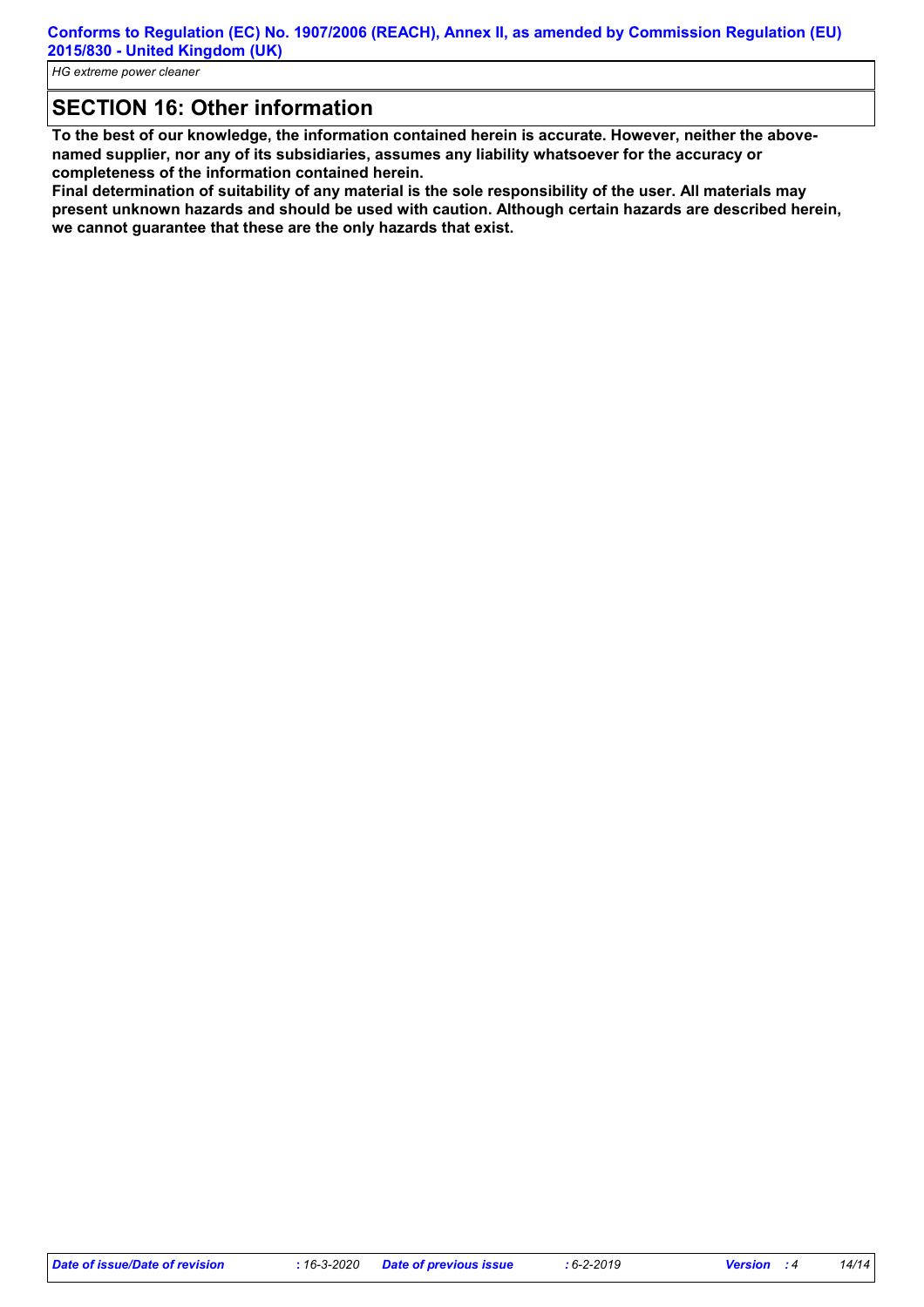## SECTION 16: Other information

**To the best of our knowledge, the information contained herein is accurate. However, neither the above-named supplier, nor any of its subsidiaries, assumes any liability whatsoever for the accuracy or completeness of the information contained herein.**

**Final determination of suitability of any material is the sole responsibility of the user. All materials may present unknown hazards and should be used with caution. Although certain hazards are described herein, we cannot guarantee that these are the only hazards that exist.**